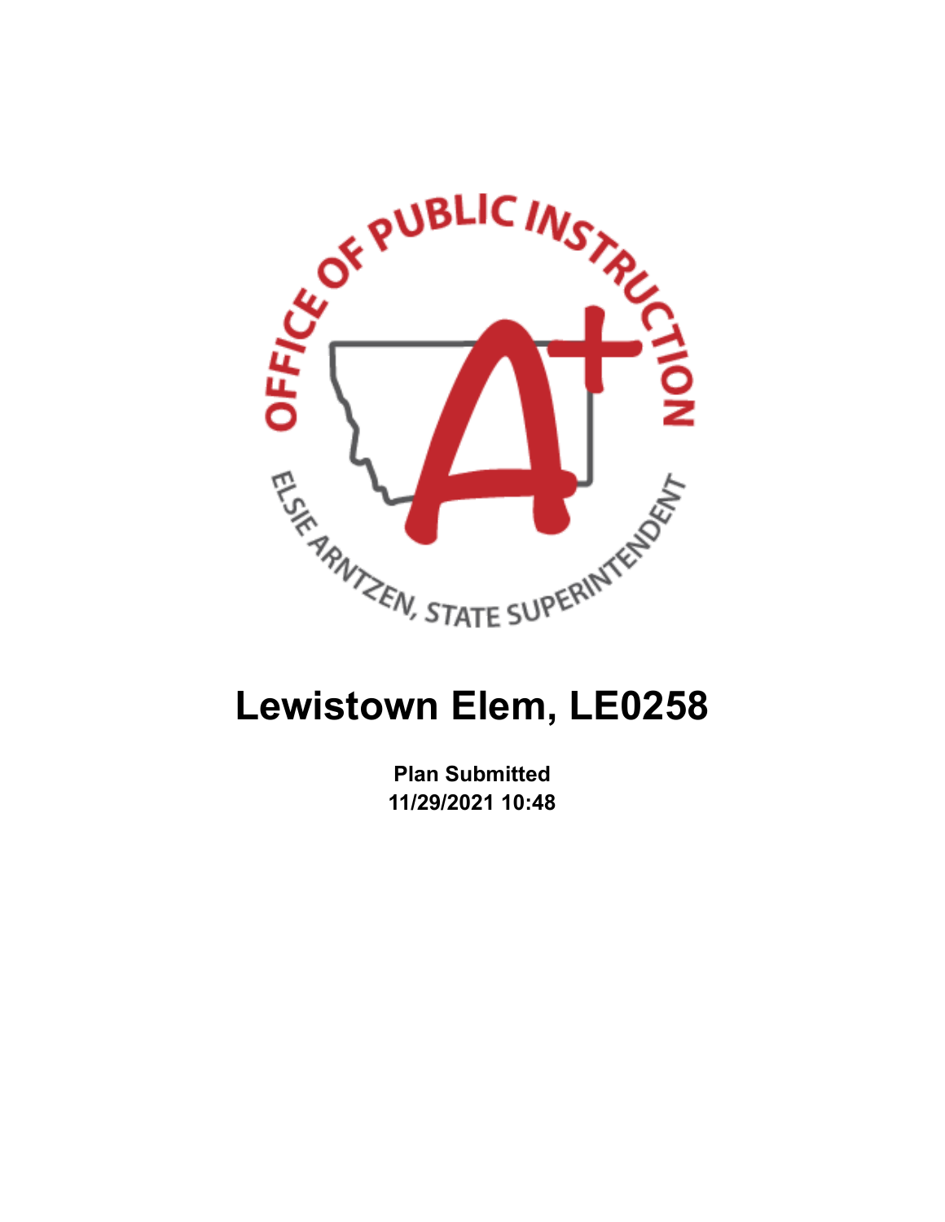OFFICE OF PUBLIC INSTRUCTION

ELSIE ARNTZEN, STATE SUPERINTENDENT

# Lewistown Elem, LE0258

**Plan Submitted**
**11/29/2021 10:48**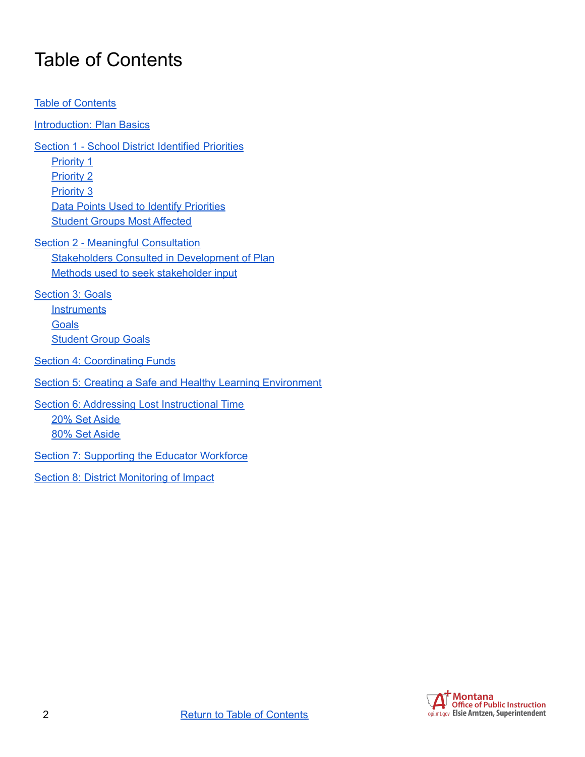# Table of Contents

Table of Contents

Introduction: Plan Basics

Section 1 - School District Identified Priorities
- Priority 1
- Priority 2
- Priority 3
- Data Points Used to Identify Priorities
- Student Groups Most Affected

Section 2 - Meaningful Consultation
- Stakeholders Consulted in Development of Plan
- Methods used to seek stakeholder input

Section 3: Goals
- Instruments
- Goals
- Student Group Goals

Section 4: Coordinating Funds

Section 5: Creating a Safe and Healthy Learning Environment

Section 6: Addressing Lost Instructional Time
- 20% Set Aside
- 80% Set Aside

Section 7: Supporting the Educator Workforce

Section 8: District Monitoring of Impact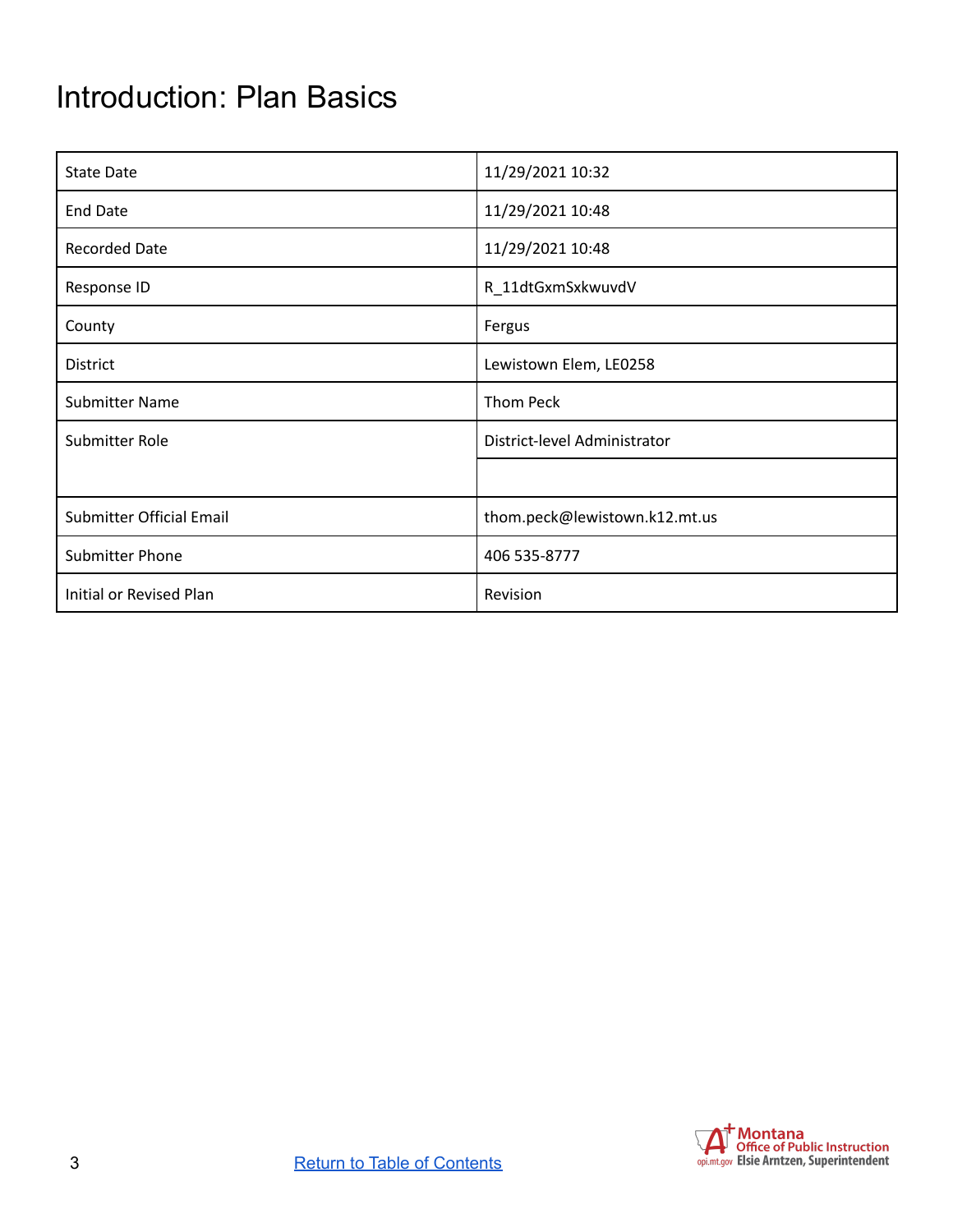# Introduction: Plan Basics

| | |
|---|---|
| State Date | 11/29/2021 10:32 |
| End Date | 11/29/2021 10:48 |
| Recorded Date | 11/29/2021 10:48 |
| Response ID | R_11dtGxmSxkwuvdV |
| County | Fergus |
| District | Lewistown Elem, LE0258 |
| Submitter Name | Thom Peck |
| Submitter Role | District-level Administrator |
| | |
| Submitter Official Email | thom.peck@lewistown.k12.mt.us |
| Submitter Phone | 406 535-8777 |
| Initial or Revised Plan | Revision |

Return to Table of Contents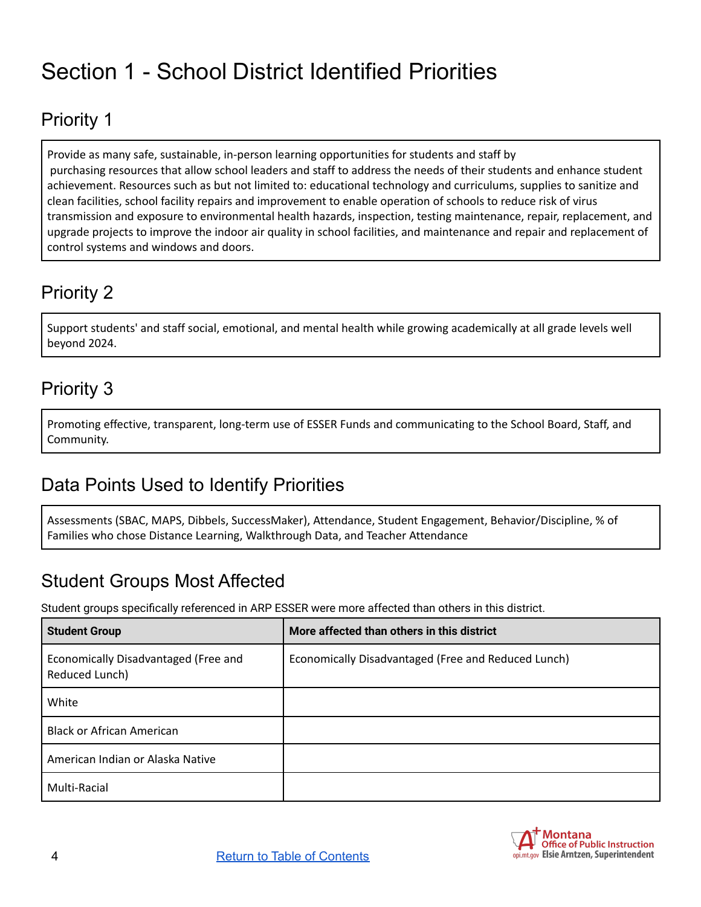# Section 1 - School District Identified Priorities

## Priority 1

Provide as many safe, sustainable, in-person learning opportunities for students and staff by purchasing resources that allow school leaders and staff to address the needs of their students and enhance student achievement. Resources such as but not limited to: educational technology and curriculums, supplies to sanitize and clean facilities, school facility repairs and improvement to enable operation of schools to reduce risk of virus transmission and exposure to environmental health hazards, inspection, testing maintenance, repair, replacement, and upgrade projects to improve the indoor air quality in school facilities, and maintenance and repair and replacement of control systems and windows and doors.

## Priority 2

Support students' and staff social, emotional, and mental health while growing academically at all grade levels well beyond 2024.

## Priority 3

Promoting effective, transparent, long-term use of ESSER Funds and communicating to the School Board, Staff, and Community.

## Data Points Used to Identify Priorities

Assessments (SBAC, MAPS, Dibbels, SuccessMaker), Attendance, Student Engagement, Behavior/Discipline, % of Families who chose Distance Learning, Walkthrough Data, and Teacher Attendance

## Student Groups Most Affected

Student groups specifically referenced in ARP ESSER were more affected than others in this district.

| Student Group | More affected than others in this district |
|---|---|
| Economically Disadvantaged (Free and Reduced Lunch) | Economically Disadvantaged (Free and Reduced Lunch) |
| White | |
| Black or African American | |
| American Indian or Alaska Native | |
| Multi-Racial | |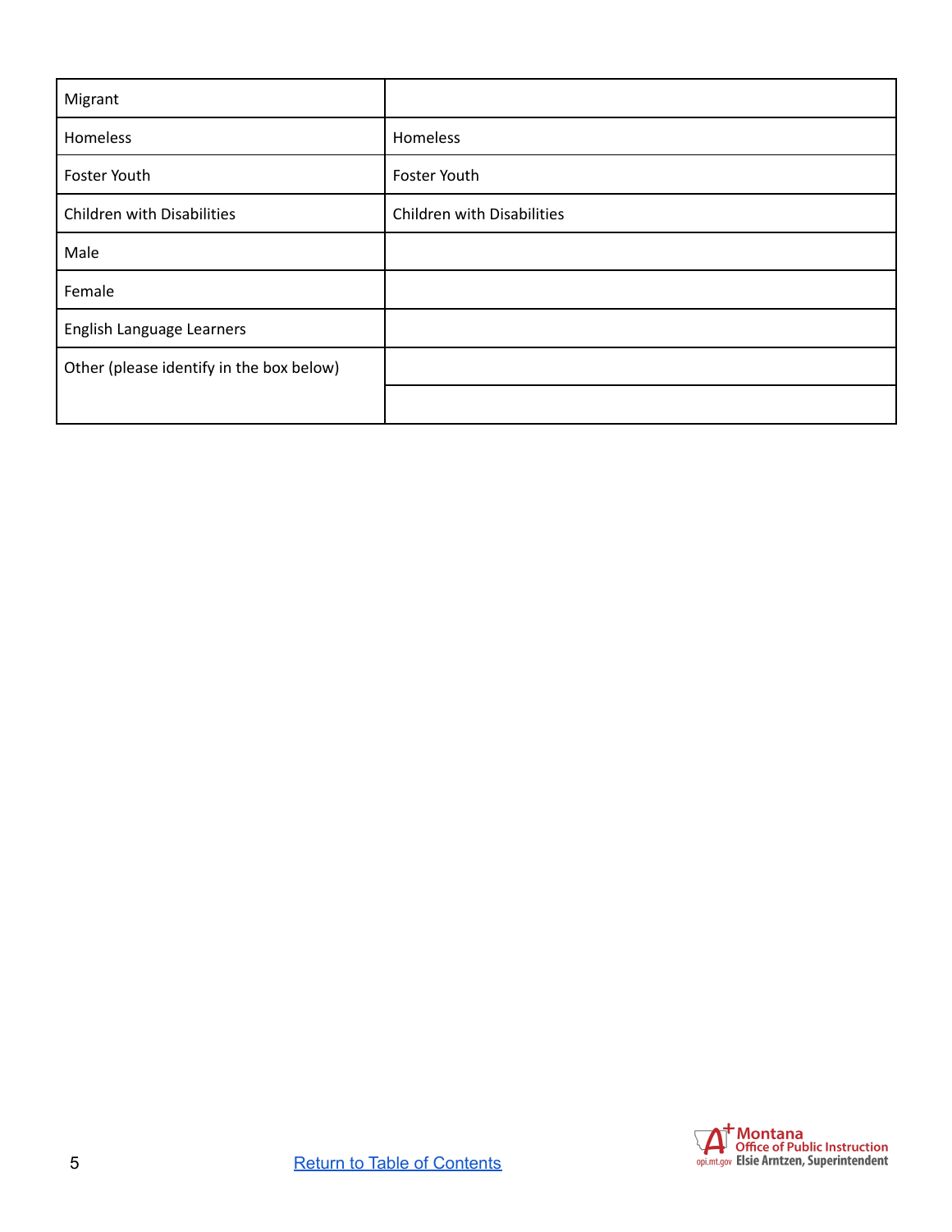| | |
|---|---|
| Migrant | |
| Homeless | Homeless |
| Foster Youth | Foster Youth |
| Children with Disabilities | Children with Disabilities |
| Male | |
| Female | |
| English Language Learners | |
| Other (please identify in the box below) | |
| | |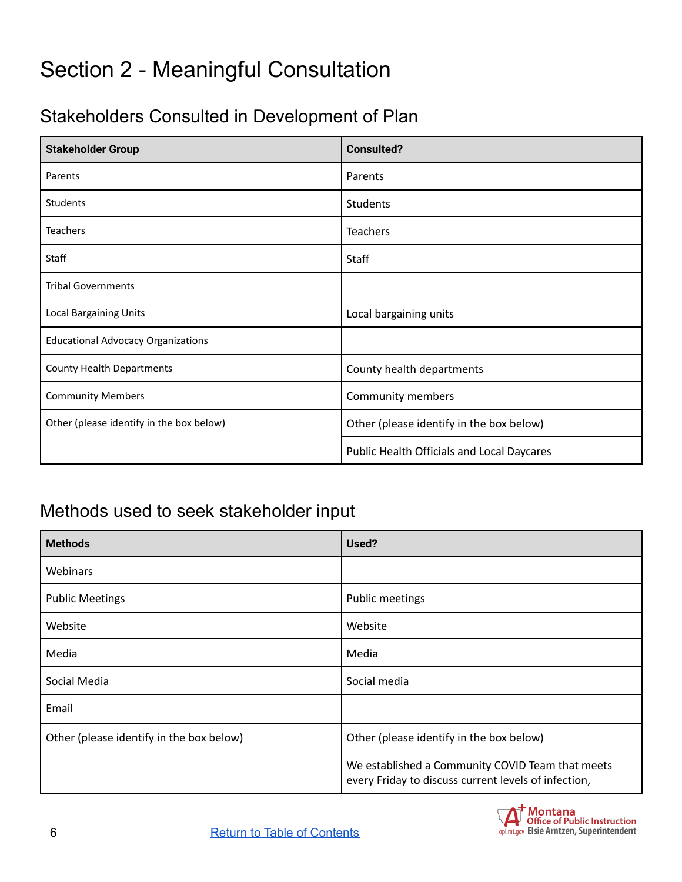# Section 2 - Meaningful Consultation

## Stakeholders Consulted in Development of Plan

| Stakeholder Group | Consulted? |
|---|---|
| Parents | Parents |
| Students | Students |
| Teachers | Teachers |
| Staff | Staff |
| Tribal Governments | |
| Local Bargaining Units | Local bargaining units |
| Educational Advocacy Organizations | |
| County Health Departments | County health departments |
| Community Members | Community members |
| Other (please identify in the box below) | Other (please identify in the box below) |
| | Public Health Officials and Local Daycares |

## Methods used to seek stakeholder input

| Methods | Used? |
|---|---|
| Webinars | |
| Public Meetings | Public meetings |
| Website | Website |
| Media | Media |
| Social Media | Social media |
| Email | |
| Other (please identify in the box below) | Other (please identify in the box below) |
| | We established a Community COVID Team that meets every Friday to discuss current levels of infection, |

[Return to Table of Contents]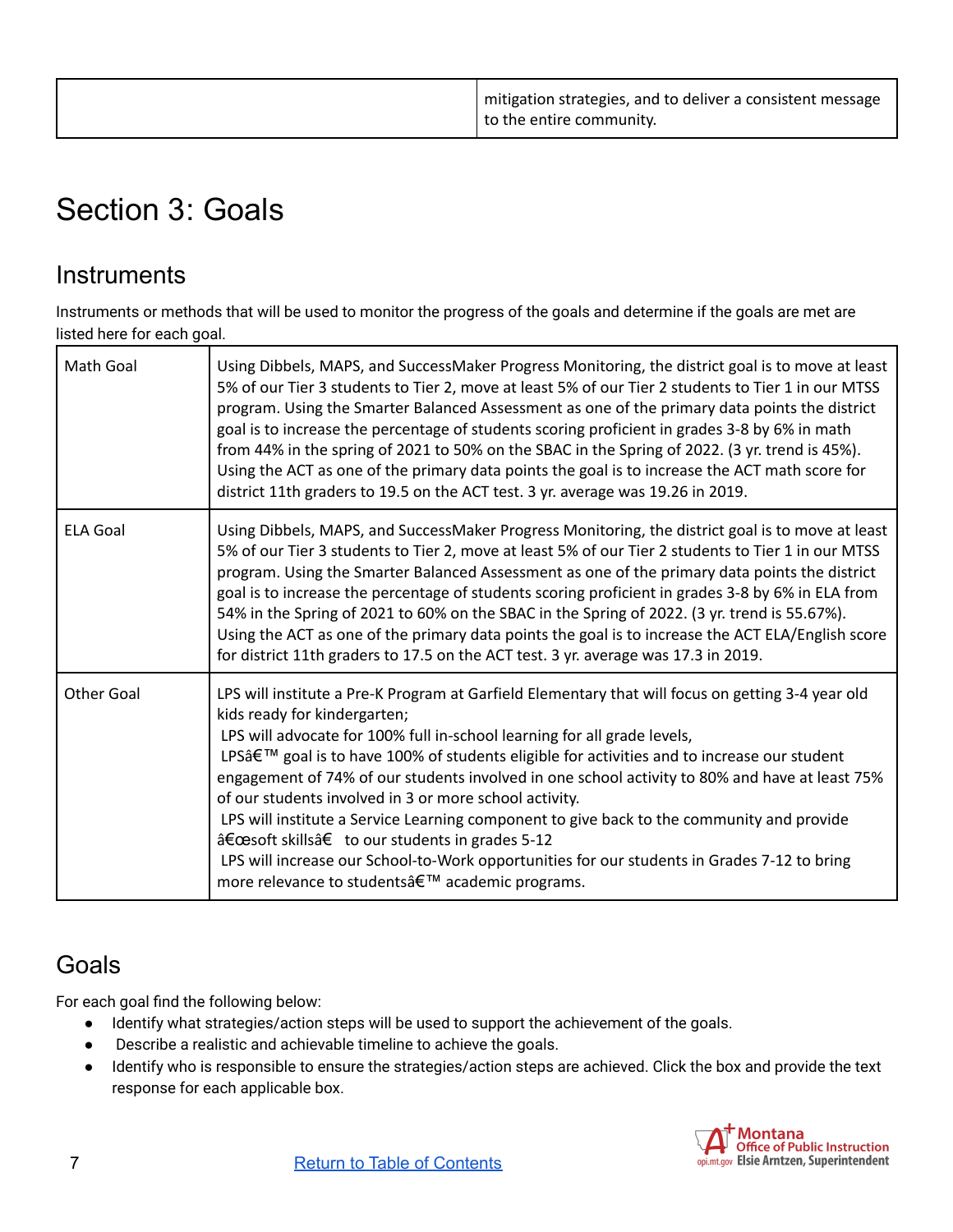| | mitigation strategies, and to deliver a consistent message to the entire community. |
|---|---|

# Section 3: Goals

## Instruments

Instruments or methods that will be used to monitor the progress of the goals and determine if the goals are met are listed here for each goal.

| | |
|---|---|
| Math Goal | Using Dibbels, MAPS, and SuccessMaker Progress Monitoring, the district goal is to move at least 5% of our Tier 3 students to Tier 2, move at least 5% of our Tier 2 students to Tier 1 in our MTSS program. Using the Smarter Balanced Assessment as one of the primary data points the district goal is to increase the percentage of students scoring proficient in grades 3-8 by 6% in math from 44% in the spring of 2021 to 50% on the SBAC in the Spring of 2022. (3 yr. trend is 45%). Using the ACT as one of the primary data points the goal is to increase the ACT math score for district 11th graders to 19.5 on the ACT test. 3 yr. average was 19.26 in 2019. |
| ELA Goal | Using Dibbels, MAPS, and SuccessMaker Progress Monitoring, the district goal is to move at least 5% of our Tier 3 students to Tier 2, move at least 5% of our Tier 2 students to Tier 1 in our MTSS program. Using the Smarter Balanced Assessment as one of the primary data points the district goal is to increase the percentage of students scoring proficient in grades 3-8 by 6% in ELA from 54% in the Spring of 2021 to 60% on the SBAC in the Spring of 2022. (3 yr. trend is 55.67%). Using the ACT as one of the primary data points the goal is to increase the ACT ELA/English score for district 11th graders to 17.5 on the ACT test. 3 yr. average was 17.3 in 2019. |
| Other Goal | LPS will institute a Pre-K Program at Garfield Elementary that will focus on getting 3-4 year old kids ready for kindergarten;<br>LPS will advocate for 100% full in-school learning for all grade levels,<br>LPSâ€™ goal is to have 100% of students eligible for activities and to increase our student engagement of 74% of our students involved in one school activity to 80% and have at least 75% of our students involved in 3 or more school activity.<br>LPS will institute a Service Learning component to give back to the community and provide â€œsoft skillsâ€ to our students in grades 5-12<br>LPS will increase our School-to-Work opportunities for our students in Grades 7-12 to bring more relevance to studentsâ€™ academic programs. |

## Goals

For each goal find the following below:

- Identify what strategies/action steps will be used to support the achievement of the goals.
- Describe a realistic and achievable timeline to achieve the goals.
- Identify who is responsible to ensure the strategies/action steps are achieved. Click the box and provide the text response for each applicable box.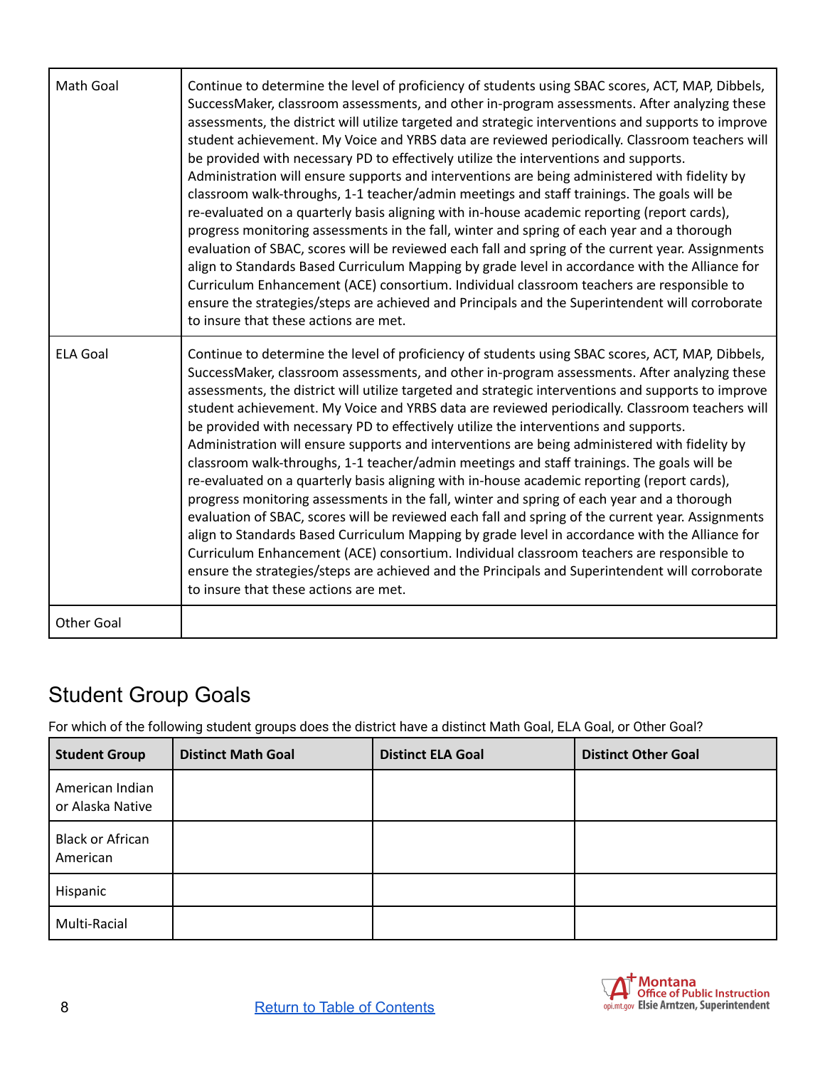| Math Goal | Continue to determine the level of proficiency of students using SBAC scores, ACT, MAP, Dibbels, SuccessMaker, classroom assessments, and other in-program assessments. After analyzing these assessments, the district will utilize targeted and strategic interventions and supports to improve student achievement. My Voice and YRBS data are reviewed periodically. Classroom teachers will be provided with necessary PD to effectively utilize the interventions and supports. Administration will ensure supports and interventions are being administered with fidelity by classroom walk-throughs, 1-1 teacher/admin meetings and staff trainings. The goals will be re-evaluated on a quarterly basis aligning with in-house academic reporting (report cards), progress monitoring assessments in the fall, winter and spring of each year and a thorough evaluation of SBAC, scores will be reviewed each fall and spring of the current year. Assignments align to Standards Based Curriculum Mapping by grade level in accordance with the Alliance for Curriculum Enhancement (ACE) consortium. Individual classroom teachers are responsible to ensure the strategies/steps are achieved and Principals and the Superintendent will corroborate to insure that these actions are met. |
|---|---|
| ELA Goal | Continue to determine the level of proficiency of students using SBAC scores, ACT, MAP, Dibbels, SuccessMaker, classroom assessments, and other in-program assessments. After analyzing these assessments, the district will utilize targeted and strategic interventions and supports to improve student achievement. My Voice and YRBS data are reviewed periodically. Classroom teachers will be provided with necessary PD to effectively utilize the interventions and supports. Administration will ensure supports and interventions are being administered with fidelity by classroom walk-throughs, 1-1 teacher/admin meetings and staff trainings. The goals will be re-evaluated on a quarterly basis aligning with in-house academic reporting (report cards), progress monitoring assessments in the fall, winter and spring of each year and a thorough evaluation of SBAC, scores will be reviewed each fall and spring of the current year. Assignments align to Standards Based Curriculum Mapping by grade level in accordance with the Alliance for Curriculum Enhancement (ACE) consortium. Individual classroom teachers are responsible to ensure the strategies/steps are achieved and the Principals and Superintendent will corroborate to insure that these actions are met. |
| Other Goal | |

## Student Group Goals

For which of the following student groups does the district have a distinct Math Goal, ELA Goal, or Other Goal?

| Student Group | Distinct Math Goal | Distinct ELA Goal | Distinct Other Goal |
|---|---|---|---|
| American Indian or Alaska Native | | | |
| Black or African American | | | |
| Hispanic | | | |
| Multi-Racial | | | |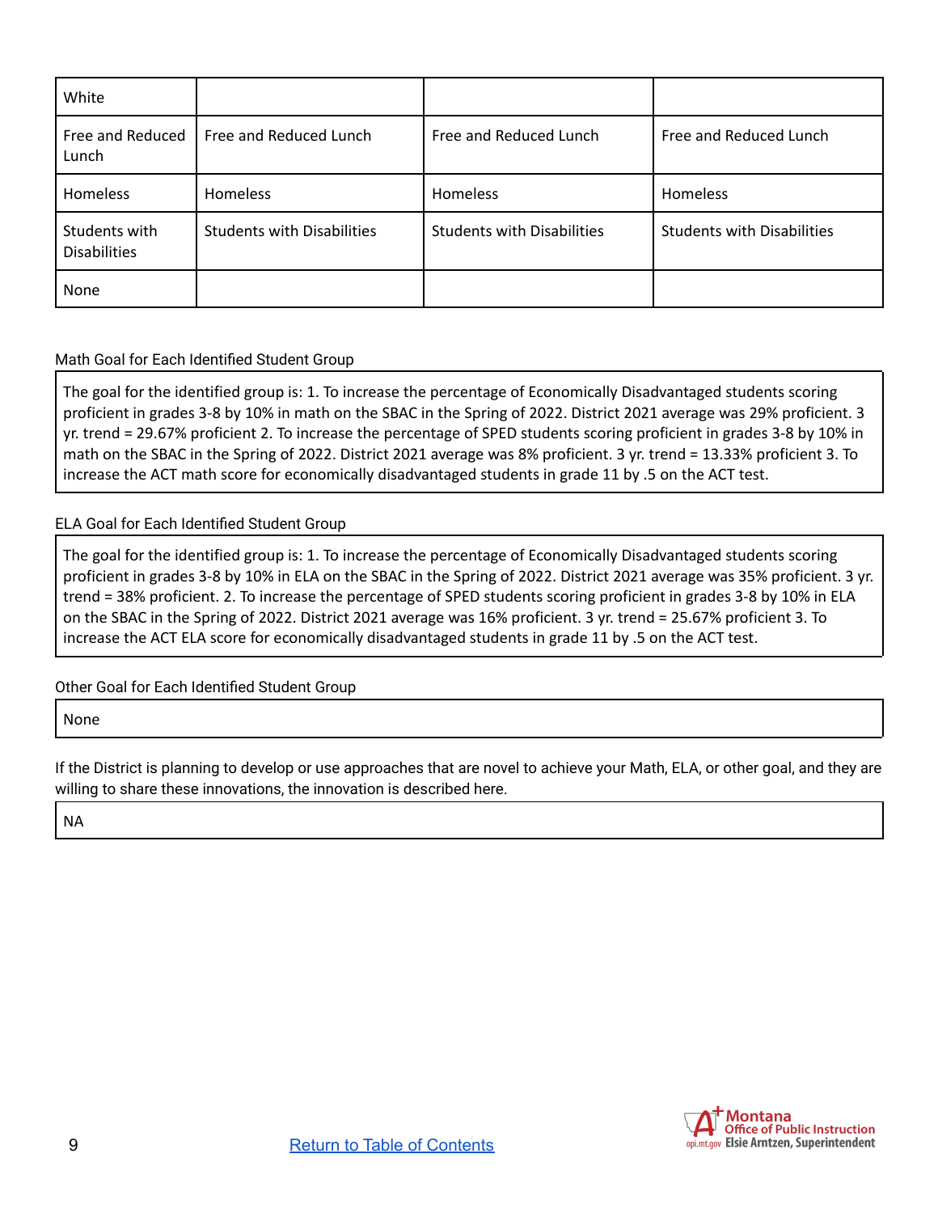| | | | |
|---|---|---|---|
| White | | | |
| Free and Reduced Lunch | Free and Reduced Lunch | Free and Reduced Lunch | Free and Reduced Lunch |
| Homeless | Homeless | Homeless | Homeless |
| Students with Disabilities | Students with Disabilities | Students with Disabilities | Students with Disabilities |
| None | | | |

Math Goal for Each Identified Student Group

| |
|---|
| The goal for the identified group is: 1. To increase the percentage of Economically Disadvantaged students scoring proficient in grades 3-8 by 10% in math on the SBAC in the Spring of 2022. District 2021 average was 29% proficient. 3 yr. trend = 29.67% proficient 2. To increase the percentage of SPED students scoring proficient in grades 3-8 by 10% in math on the SBAC in the Spring of 2022. District 2021 average was 8% proficient. 3 yr. trend = 13.33% proficient 3. To increase the ACT math score for economically disadvantaged students in grade 11 by .5 on the ACT test. |

ELA Goal for Each Identified Student Group

| |
|---|
| The goal for the identified group is: 1. To increase the percentage of Economically Disadvantaged students scoring proficient in grades 3-8 by 10% in ELA on the SBAC in the Spring of 2022. District 2021 average was 35% proficient. 3 yr. trend = 38% proficient. 2. To increase the percentage of SPED students scoring proficient in grades 3-8 by 10% in ELA on the SBAC in the Spring of 2022. District 2021 average was 16% proficient. 3 yr. trend = 25.67% proficient 3. To increase the ACT ELA score for economically disadvantaged students in grade 11 by .5 on the ACT test. |

Other Goal for Each Identified Student Group

| |
|---|
| None |

If the District is planning to develop or use approaches that are novel to achieve your Math, ELA, or other goal, and they are willing to share these innovations, the innovation is described here.

| |
|---|
| NA |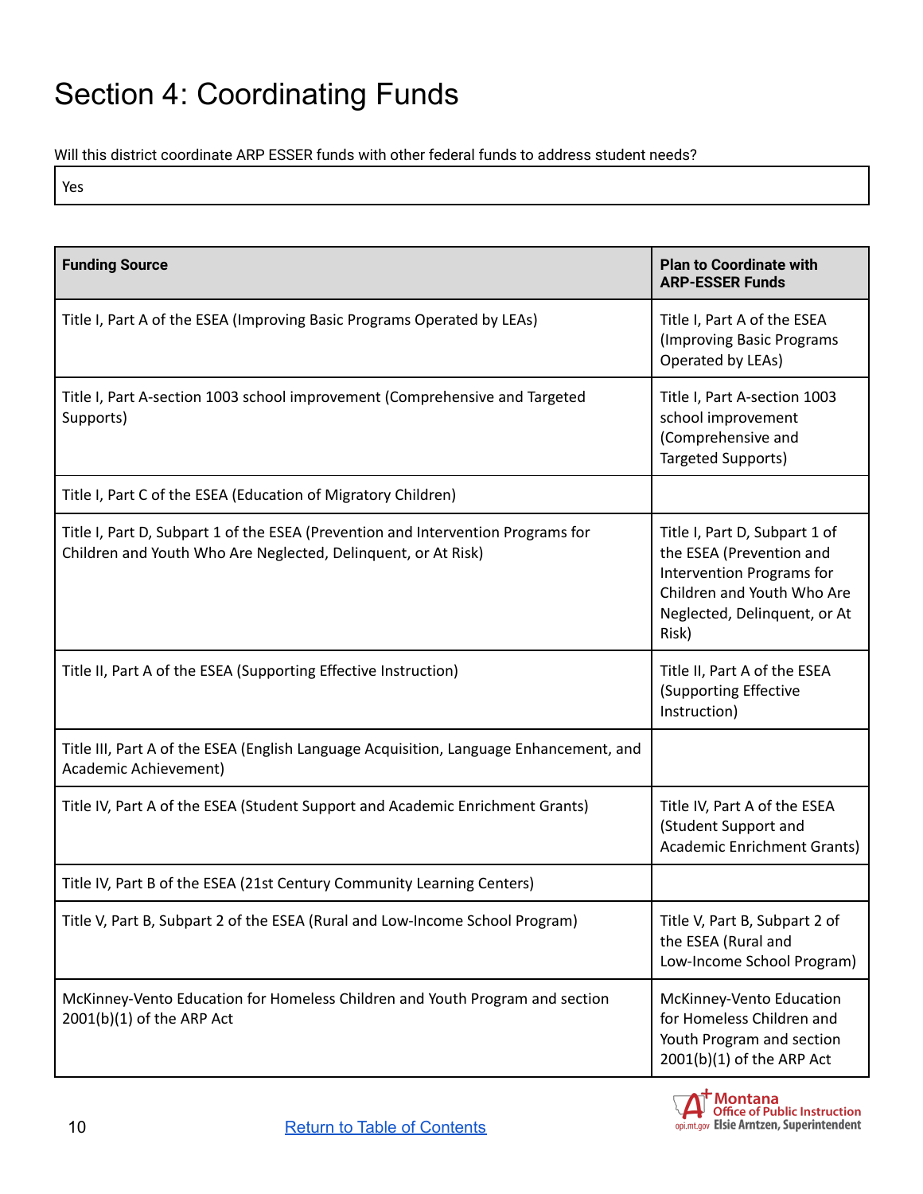# Section 4: Coordinating Funds

Will this district coordinate ARP ESSER funds with other federal funds to address student needs?

| Yes |
|---|

| Funding Source | Plan to Coordinate with ARP-ESSER Funds |
|---|---|
| Title I, Part A of the ESEA (Improving Basic Programs Operated by LEAs) | Title I, Part A of the ESEA (Improving Basic Programs Operated by LEAs) |
| Title I, Part A-section 1003 school improvement (Comprehensive and Targeted Supports) | Title I, Part A-section 1003 school improvement (Comprehensive and Targeted Supports) |
| Title I, Part C of the ESEA (Education of Migratory Children) | |
| Title I, Part D, Subpart 1 of the ESEA (Prevention and Intervention Programs for Children and Youth Who Are Neglected, Delinquent, or At Risk) | Title I, Part D, Subpart 1 of the ESEA (Prevention and Intervention Programs for Children and Youth Who Are Neglected, Delinquent, or At Risk) |
| Title II, Part A of the ESEA (Supporting Effective Instruction) | Title II, Part A of the ESEA (Supporting Effective Instruction) |
| Title III, Part A of the ESEA (English Language Acquisition, Language Enhancement, and Academic Achievement) | |
| Title IV, Part A of the ESEA (Student Support and Academic Enrichment Grants) | Title IV, Part A of the ESEA (Student Support and Academic Enrichment Grants) |
| Title IV, Part B of the ESEA (21st Century Community Learning Centers) | |
| Title V, Part B, Subpart 2 of the ESEA (Rural and Low-Income School Program) | Title V, Part B, Subpart 2 of the ESEA (Rural and Low-Income School Program) |
| McKinney-Vento Education for Homeless Children and Youth Program and section 2001(b)(1) of the ARP Act | McKinney-Vento Education for Homeless Children and Youth Program and section 2001(b)(1) of the ARP Act |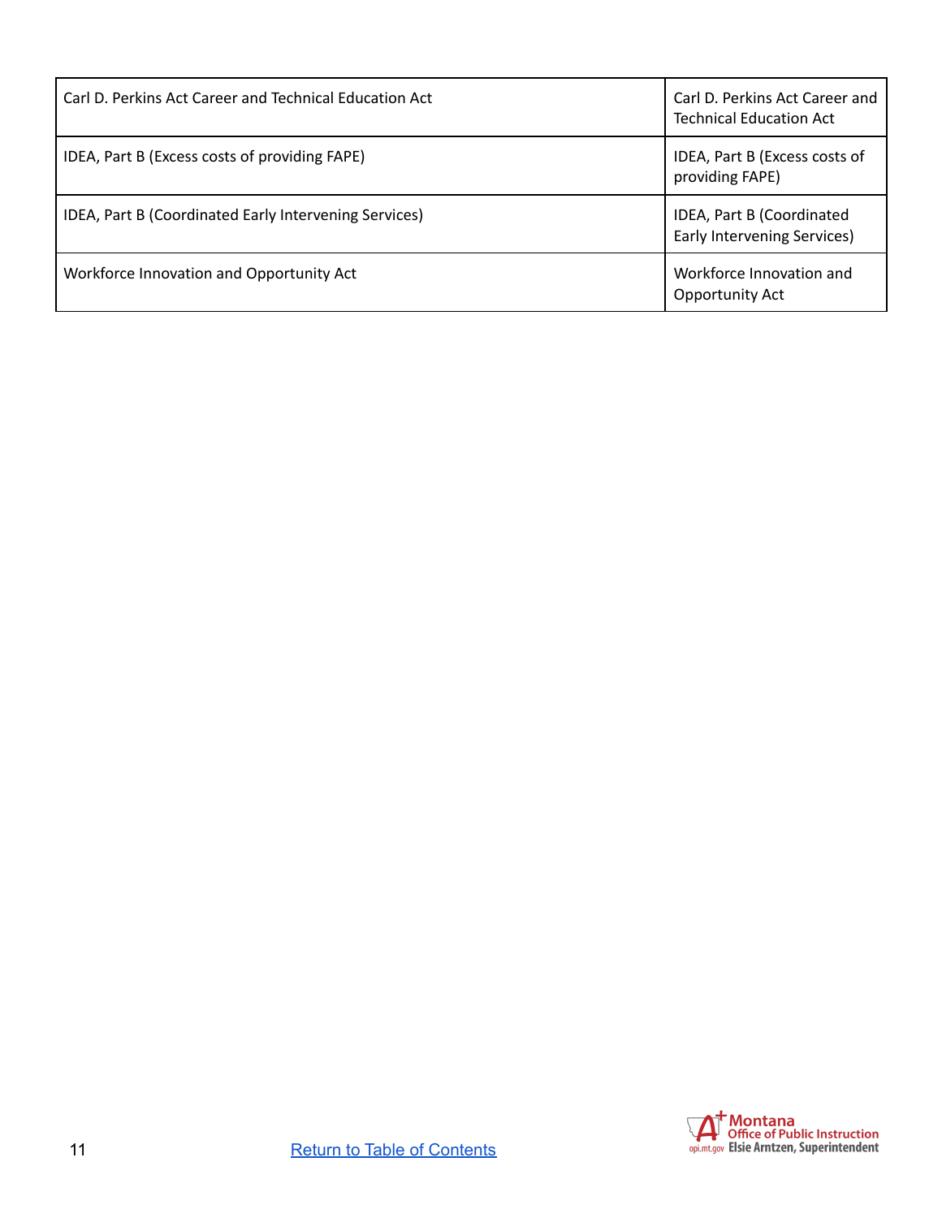| Carl D. Perkins Act Career and Technical Education Act | Carl D. Perkins Act Career and Technical Education Act |
|---|---|
| IDEA, Part B (Excess costs of providing FAPE) | IDEA, Part B (Excess costs of providing FAPE) |
| IDEA, Part B (Coordinated Early Intervening Services) | IDEA, Part B (Coordinated Early Intervening Services) |
| Workforce Innovation and Opportunity Act | Workforce Innovation and Opportunity Act |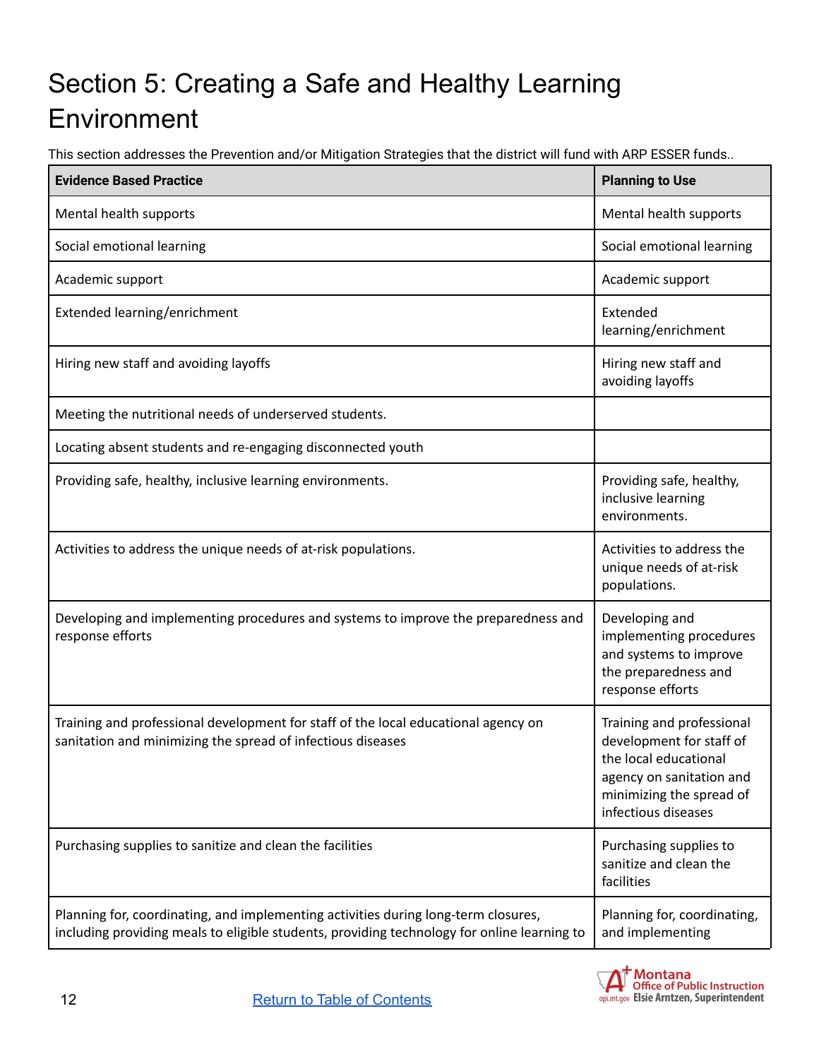# Section 5: Creating a Safe and Healthy Learning Environment

This section addresses the Prevention and/or Mitigation Strategies that the district will fund with ARP ESSER funds..

| Evidence Based Practice | Planning to Use |
|---|---|
| Mental health supports | Mental health supports |
| Social emotional learning | Social emotional learning |
| Academic support | Academic support |
| Extended learning/enrichment | Extended learning/enrichment |
| Hiring new staff and avoiding layoffs | Hiring new staff and avoiding layoffs |
| Meeting the nutritional needs of underserved students. | |
| Locating absent students and re-engaging disconnected youth | |
| Providing safe, healthy, inclusive learning environments. | Providing safe, healthy, inclusive learning environments. |
| Activities to address the unique needs of at-risk populations. | Activities to address the unique needs of at-risk populations. |
| Developing and implementing procedures and systems to improve the preparedness and response efforts | Developing and implementing procedures and systems to improve the preparedness and response efforts |
| Training and professional development for staff of the local educational agency on sanitation and minimizing the spread of infectious diseases | Training and professional development for staff of the local educational agency on sanitation and minimizing the spread of infectious diseases |
| Purchasing supplies to sanitize and clean the facilities | Purchasing supplies to sanitize and clean the facilities |
| Planning for, coordinating, and implementing activities during long-term closures, including providing meals to eligible students, providing technology for online learning to | Planning for, coordinating, and implementing |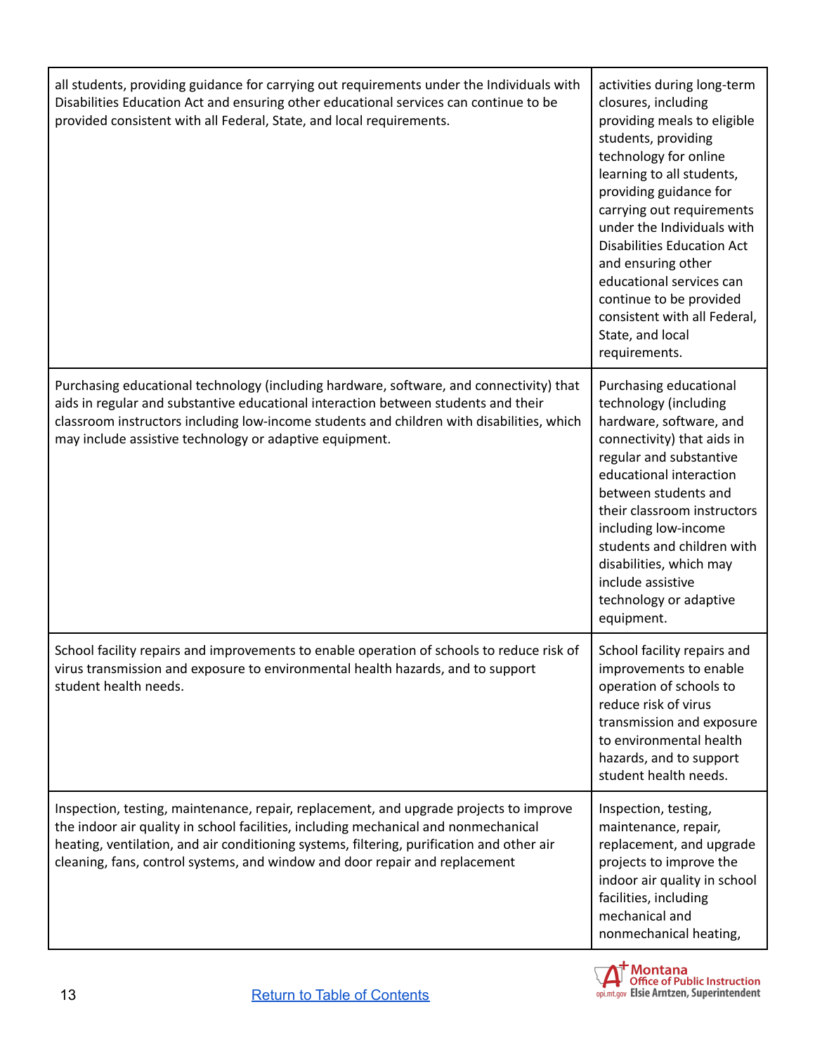| | |
|---|---|
| all students, providing guidance for carrying out requirements under the Individuals with Disabilities Education Act and ensuring other educational services can continue to be provided consistent with all Federal, State, and local requirements. | activities during long-term closures, including providing meals to eligible students, providing technology for online learning to all students, providing guidance for carrying out requirements under the Individuals with Disabilities Education Act and ensuring other educational services can continue to be provided consistent with all Federal, State, and local requirements. |
| Purchasing educational technology (including hardware, software, and connectivity) that aids in regular and substantive educational interaction between students and their classroom instructors including low-income students and children with disabilities, which may include assistive technology or adaptive equipment. | Purchasing educational technology (including hardware, software, and connectivity) that aids in regular and substantive educational interaction between students and their classroom instructors including low-income students and children with disabilities, which may include assistive technology or adaptive equipment. |
| School facility repairs and improvements to enable operation of schools to reduce risk of virus transmission and exposure to environmental health hazards, and to support student health needs. | School facility repairs and improvements to enable operation of schools to reduce risk of virus transmission and exposure to environmental health hazards, and to support student health needs. |
| Inspection, testing, maintenance, repair, replacement, and upgrade projects to improve the indoor air quality in school facilities, including mechanical and nonmechanical heating, ventilation, and air conditioning systems, filtering, purification and other air cleaning, fans, control systems, and window and door repair and replacement | Inspection, testing, maintenance, repair, replacement, and upgrade projects to improve the indoor air quality in school facilities, including mechanical and nonmechanical heating, |

[Return to Table of Contents](#)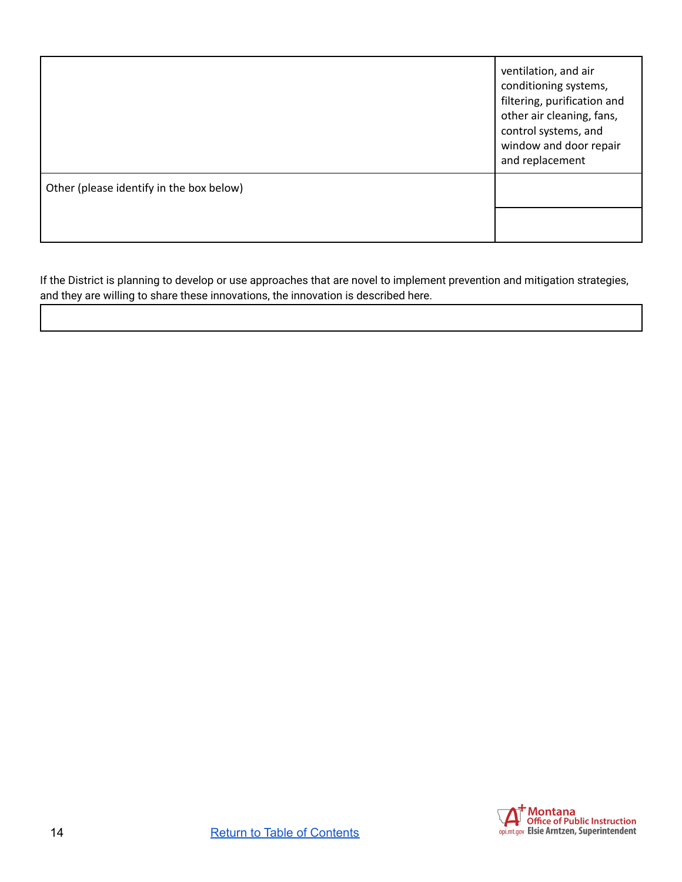| | |
|---|---|
| | ventilation, and air conditioning systems, filtering, purification and other air cleaning, fans, control systems, and window and door repair and replacement |
| Other (please identify in the box below) | |
| | |

If the District is planning to develop or use approaches that are novel to implement prevention and mitigation strategies, and they are willing to share these innovations, the innovation is described here.

| |
|---|
| |

[Return to Table of Contents]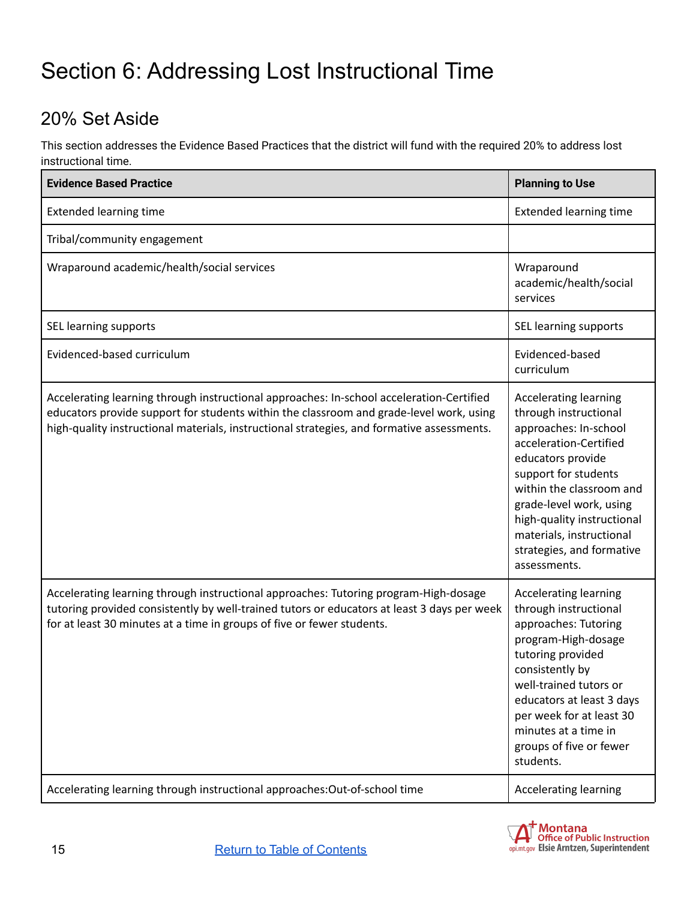# Section 6: Addressing Lost Instructional Time

## 20% Set Aside

This section addresses the Evidence Based Practices that the district will fund with the required 20% to address lost instructional time.

| Evidence Based Practice | Planning to Use |
|---|---|
| Extended learning time | Extended learning time |
| Tribal/community engagement | |
| Wraparound academic/health/social services | Wraparound academic/health/social services |
| SEL learning supports | SEL learning supports |
| Evidenced-based curriculum | Evidenced-based curriculum |
| Accelerating learning through instructional approaches: In-school acceleration-Certified educators provide support for students within the classroom and grade-level work, using high-quality instructional materials, instructional strategies, and formative assessments. | Accelerating learning through instructional approaches: In-school acceleration-Certified educators provide support for students within the classroom and grade-level work, using high-quality instructional materials, instructional strategies, and formative assessments. |
| Accelerating learning through instructional approaches: Tutoring program-High-dosage tutoring provided consistently by well-trained tutors or educators at least 3 days per week for at least 30 minutes at a time in groups of five or fewer students. | Accelerating learning through instructional approaches: Tutoring program-High-dosage tutoring provided consistently by well-trained tutors or educators at least 3 days per week for at least 30 minutes at a time in groups of five or fewer students. |
| Accelerating learning through instructional approaches:Out-of-school time | Accelerating learning |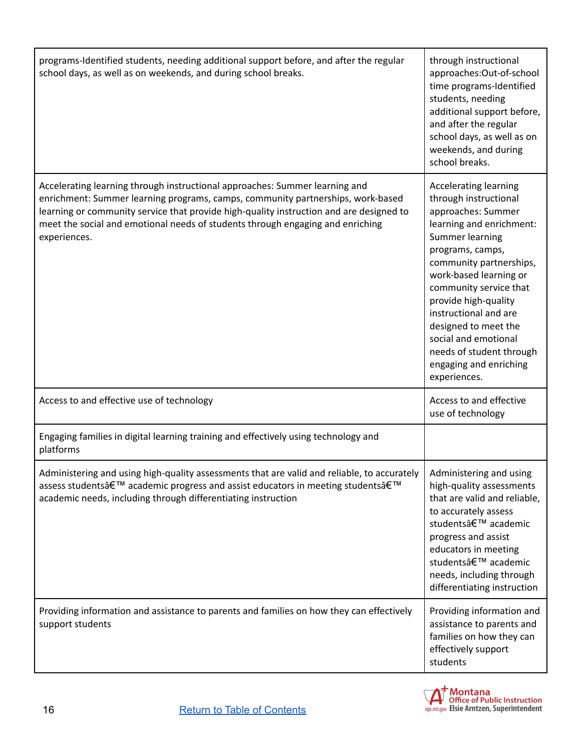| | |
|---|---|
| programs-Identified students, needing additional support before, and after the regular school days, as well as on weekends, and during school breaks. | through instructional approaches:Out-of-school time programs-Identified students, needing additional support before, and after the regular school days, as well as on weekends, and during school breaks. |
| Accelerating learning through instructional approaches: Summer learning and enrichment: Summer learning programs, camps, community partnerships, work-based learning or community service that provide high-quality instruction and are designed to meet the social and emotional needs of students through engaging and enriching experiences. | Accelerating learning through instructional approaches: Summer learning and enrichment: Summer learning programs, camps, community partnerships, work-based learning or community service that provide high-quality instructional and are designed to meet the social and emotional needs of student through engaging and enriching experiences. |
| Access to and effective use of technology | Access to and effective use of technology |
| Engaging families in digital learning training and effectively using technology and platforms | |
| Administering and using high-quality assessments that are valid and reliable, to accurately assess studentsâ€™ academic progress and assist educators in meeting studentsâ€™ academic needs, including through differentiating instruction | Administering and using high-quality assessments that are valid and reliable, to accurately assess studentsâ€™ academic progress and assist educators in meeting studentsâ€™ academic needs, including through differentiating instruction |
| Providing information and assistance to parents and families on how they can effectively support students | Providing information and assistance to parents and families on how they can effectively support students |

Return to Table of Contents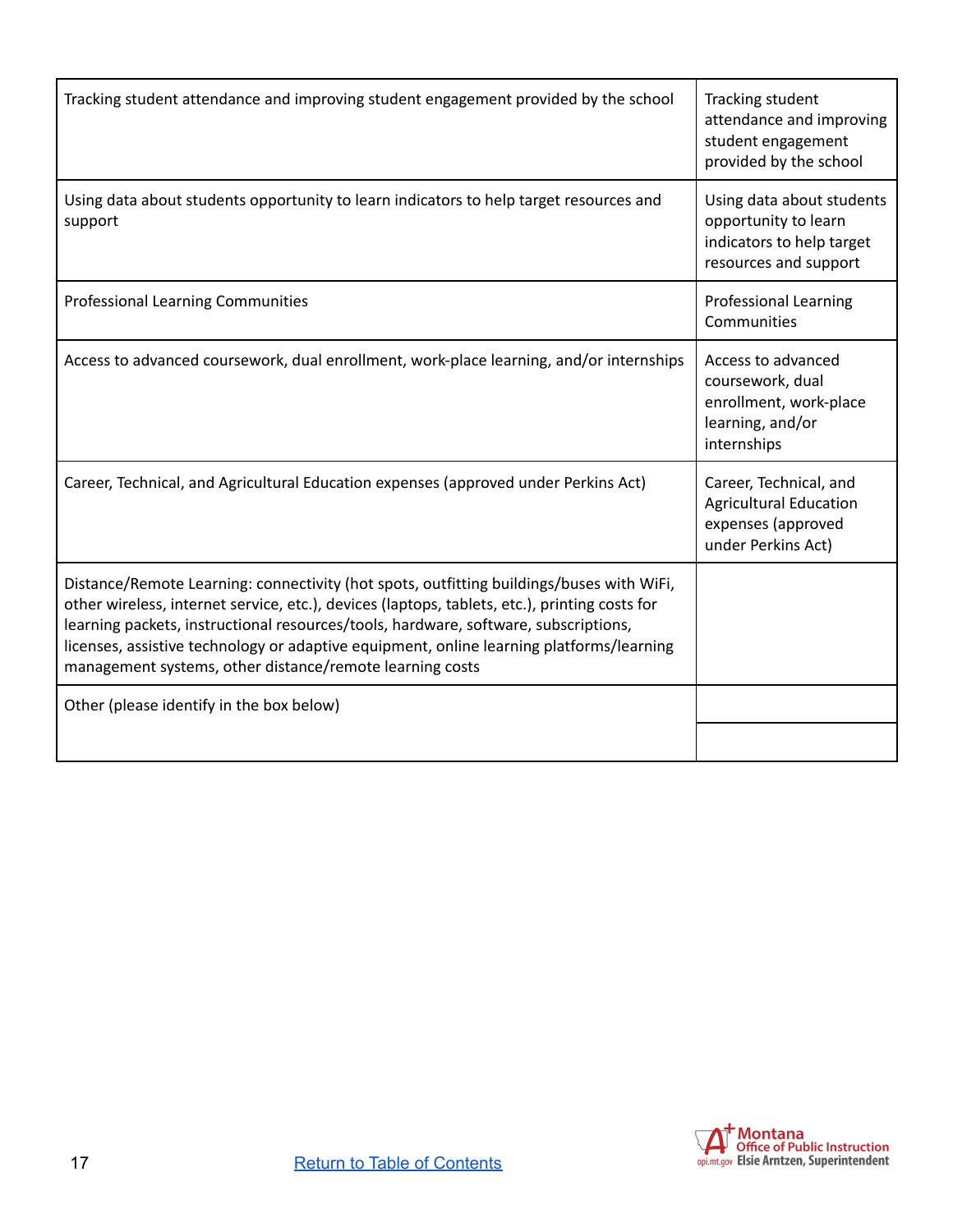| | |
|---|---|
| Tracking student attendance and improving student engagement provided by the school | Tracking student attendance and improving student engagement provided by the school |
| Using data about students opportunity to learn indicators to help target resources and support | Using data about students opportunity to learn indicators to help target resources and support |
| Professional Learning Communities | Professional Learning Communities |
| Access to advanced coursework, dual enrollment, work-place learning, and/or internships | Access to advanced coursework, dual enrollment, work-place learning, and/or internships |
| Career, Technical, and Agricultural Education expenses (approved under Perkins Act) | Career, Technical, and Agricultural Education expenses (approved under Perkins Act) |
| Distance/Remote Learning: connectivity (hot spots, outfitting buildings/buses with WiFi, other wireless, internet service, etc.), devices (laptops, tablets, etc.), printing costs for learning packets, instructional resources/tools, hardware, software, subscriptions, licenses, assistive technology or adaptive equipment, online learning platforms/learning management systems, other distance/remote learning costs | |
| Other (please identify in the box below) | |
| | |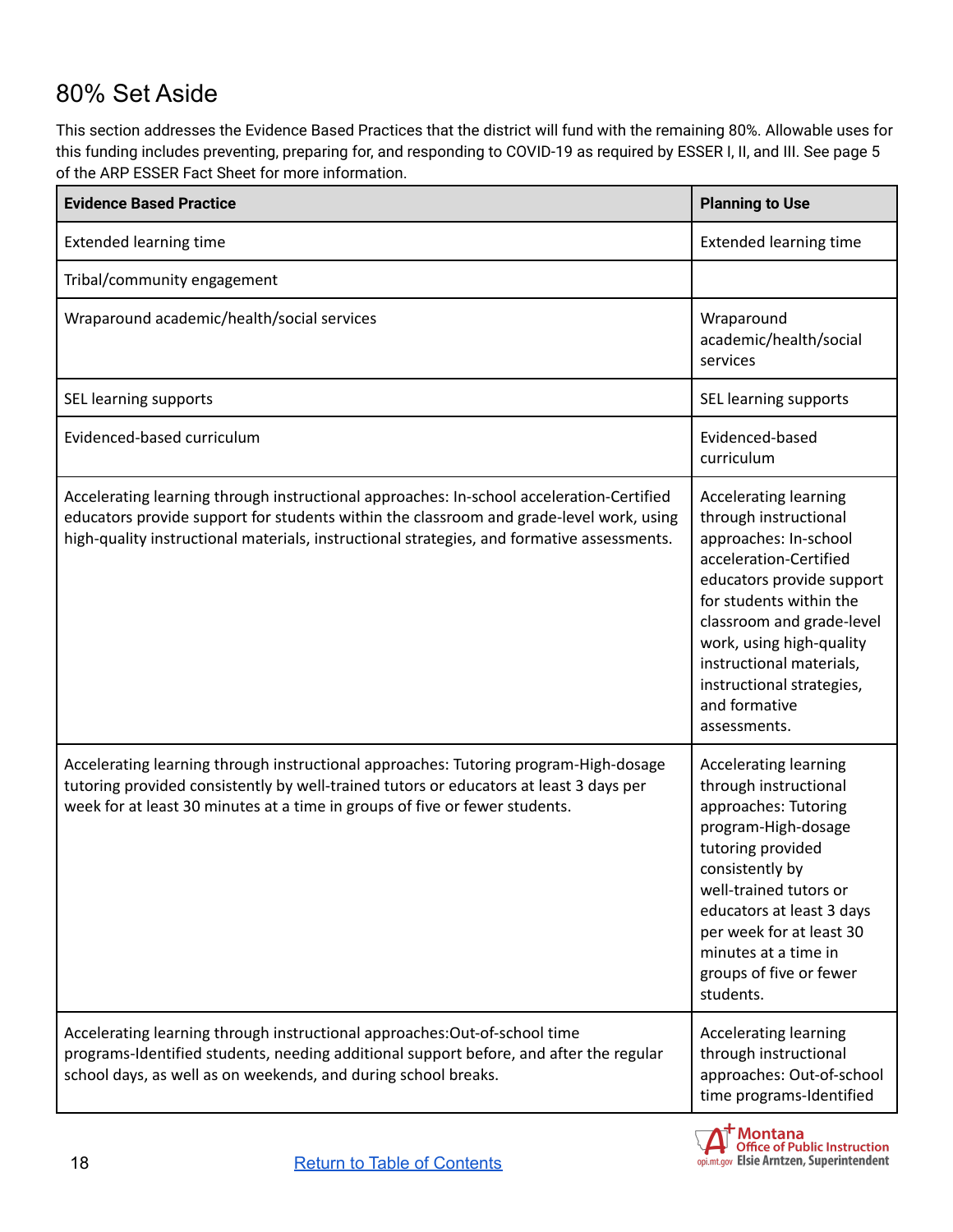## 80% Set Aside

This section addresses the Evidence Based Practices that the district will fund with the remaining 80%. Allowable uses for this funding includes preventing, preparing for, and responding to COVID-19 as required by ESSER I, II, and III. See page 5 of the ARP ESSER Fact Sheet for more information.

| Evidence Based Practice | Planning to Use |
|---|---|
| Extended learning time | Extended learning time |
| Tribal/community engagement | |
| Wraparound academic/health/social services | Wraparound academic/health/social services |
| SEL learning supports | SEL learning supports |
| Evidenced-based curriculum | Evidenced-based curriculum |
| Accelerating learning through instructional approaches: In-school acceleration-Certified educators provide support for students within the classroom and grade-level work, using high-quality instructional materials, instructional strategies, and formative assessments. | Accelerating learning through instructional approaches: In-school acceleration-Certified educators provide support for students within the classroom and grade-level work, using high-quality instructional materials, instructional strategies, and formative assessments. |
| Accelerating learning through instructional approaches: Tutoring program-High-dosage tutoring provided consistently by well-trained tutors or educators at least 3 days per week for at least 30 minutes at a time in groups of five or fewer students. | Accelerating learning through instructional approaches: Tutoring program-High-dosage tutoring provided consistently by well-trained tutors or educators at least 3 days per week for at least 30 minutes at a time in groups of five or fewer students. |
| Accelerating learning through instructional approaches:Out-of-school time programs-Identified students, needing additional support before, and after the regular school days, as well as on weekends, and during school breaks. | Accelerating learning through instructional approaches: Out-of-school time programs-Identified |

Return to Table of Contents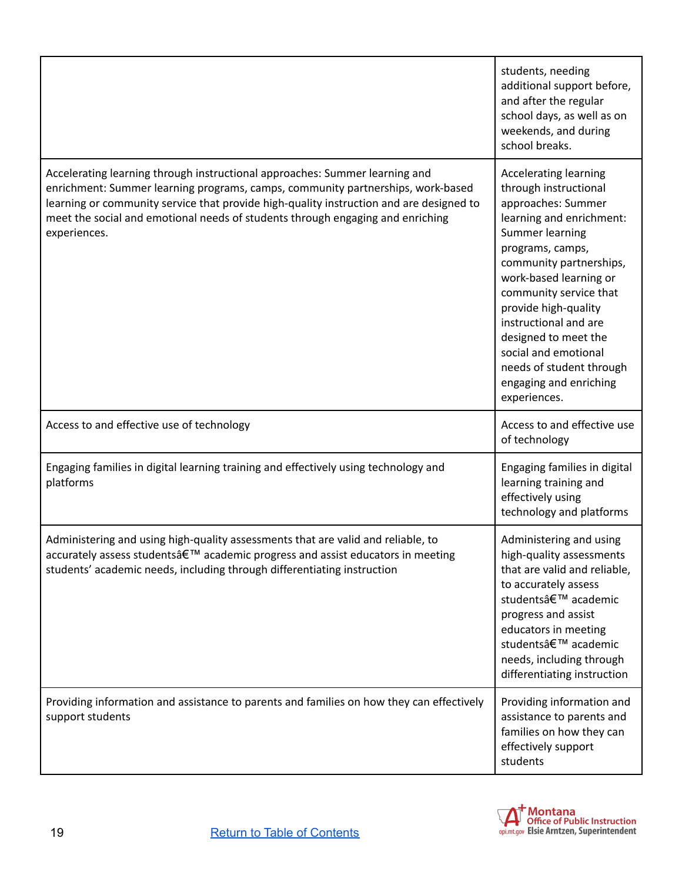| | |
|---|---|
| | students, needing additional support before, and after the regular school days, as well as on weekends, and during school breaks. |
| Accelerating learning through instructional approaches: Summer learning and enrichment: Summer learning programs, camps, community partnerships, work-based learning or community service that provide high-quality instruction and are designed to meet the social and emotional needs of students through engaging and enriching experiences. | Accelerating learning through instructional approaches: Summer learning and enrichment: Summer learning programs, camps, community partnerships, work-based learning or community service that provide high-quality instructional and are designed to meet the social and emotional needs of student through engaging and enriching experiences. |
| Access to and effective use of technology | Access to and effective use of technology |
| Engaging families in digital learning training and effectively using technology and platforms | Engaging families in digital learning training and effectively using technology and platforms |
| Administering and using high-quality assessments that are valid and reliable, to accurately assess studentsâ€™ academic progress and assist educators in meeting students' academic needs, including through differentiating instruction | Administering and using high-quality assessments that are valid and reliable, to accurately assess studentsâ€™ academic progress and assist educators in meeting studentsâ€™ academic needs, including through differentiating instruction |
| Providing information and assistance to parents and families on how they can effectively support students | Providing information and assistance to parents and families on how they can effectively support students |

[Return to Table of Contents]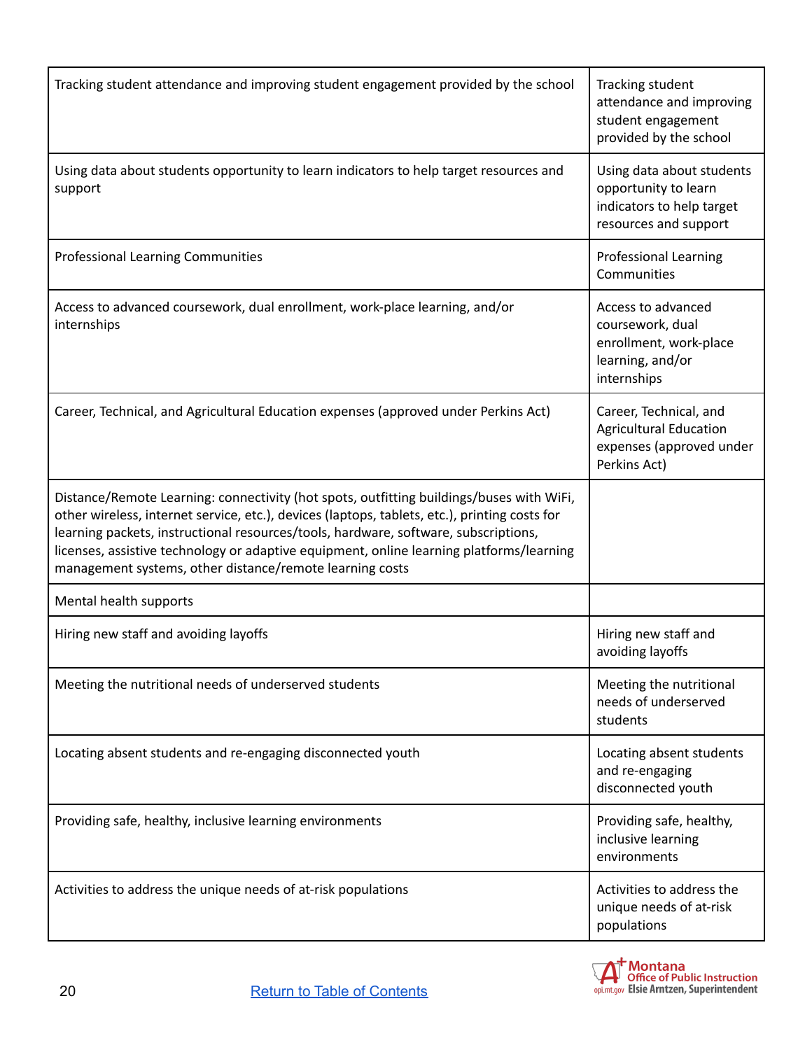| | |
|---|---|
| Tracking student attendance and improving student engagement provided by the school | Tracking student attendance and improving student engagement provided by the school |
| Using data about students opportunity to learn indicators to help target resources and support | Using data about students opportunity to learn indicators to help target resources and support |
| Professional Learning Communities | Professional Learning Communities |
| Access to advanced coursework, dual enrollment, work-place learning, and/or internships | Access to advanced coursework, dual enrollment, work-place learning, and/or internships |
| Career, Technical, and Agricultural Education expenses (approved under Perkins Act) | Career, Technical, and Agricultural Education expenses (approved under Perkins Act) |
| Distance/Remote Learning: connectivity (hot spots, outfitting buildings/buses with WiFi, other wireless, internet service, etc.), devices (laptops, tablets, etc.), printing costs for learning packets, instructional resources/tools, hardware, software, subscriptions, licenses, assistive technology or adaptive equipment, online learning platforms/learning management systems, other distance/remote learning costs | |
| Mental health supports | |
| Hiring new staff and avoiding layoffs | Hiring new staff and avoiding layoffs |
| Meeting the nutritional needs of underserved students | Meeting the nutritional needs of underserved students |
| Locating absent students and re-engaging disconnected youth | Locating absent students and re-engaging disconnected youth |
| Providing safe, healthy, inclusive learning environments | Providing safe, healthy, inclusive learning environments |
| Activities to address the unique needs of at-risk populations | Activities to address the unique needs of at-risk populations |

[Return to Table of Contents]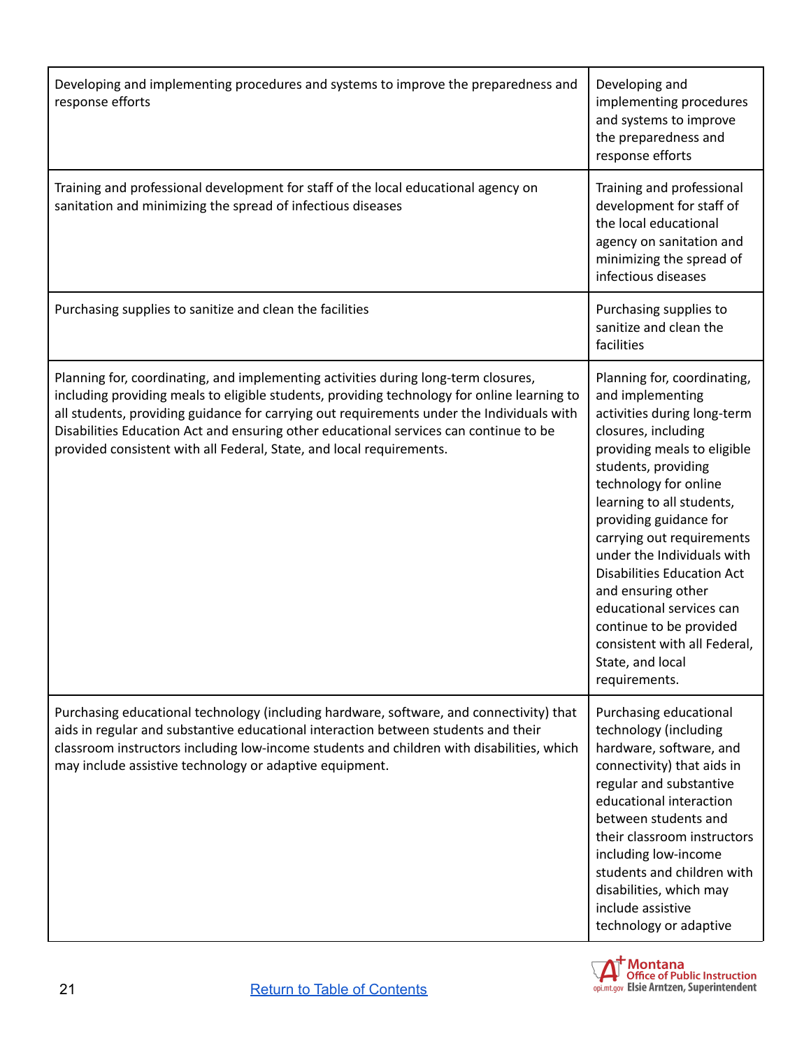| | |
|---|---|
| Developing and implementing procedures and systems to improve the preparedness and response efforts | Developing and implementing procedures and systems to improve the preparedness and response efforts |
| Training and professional development for staff of the local educational agency on sanitation and minimizing the spread of infectious diseases | Training and professional development for staff of the local educational agency on sanitation and minimizing the spread of infectious diseases |
| Purchasing supplies to sanitize and clean the facilities | Purchasing supplies to sanitize and clean the facilities |
| Planning for, coordinating, and implementing activities during long-term closures, including providing meals to eligible students, providing technology for online learning to all students, providing guidance for carrying out requirements under the Individuals with Disabilities Education Act and ensuring other educational services can continue to be provided consistent with all Federal, State, and local requirements. | Planning for, coordinating, and implementing activities during long-term closures, including providing meals to eligible students, providing technology for online learning to all students, providing guidance for carrying out requirements under the Individuals with Disabilities Education Act and ensuring other educational services can continue to be provided consistent with all Federal, State, and local requirements. |
| Purchasing educational technology (including hardware, software, and connectivity) that aids in regular and substantive educational interaction between students and their classroom instructors including low-income students and children with disabilities, which may include assistive technology or adaptive equipment. | Purchasing educational technology (including hardware, software, and connectivity) that aids in regular and substantive educational interaction between students and their classroom instructors including low-income students and children with disabilities, which may include assistive technology or adaptive |

[Return to Table of Contents]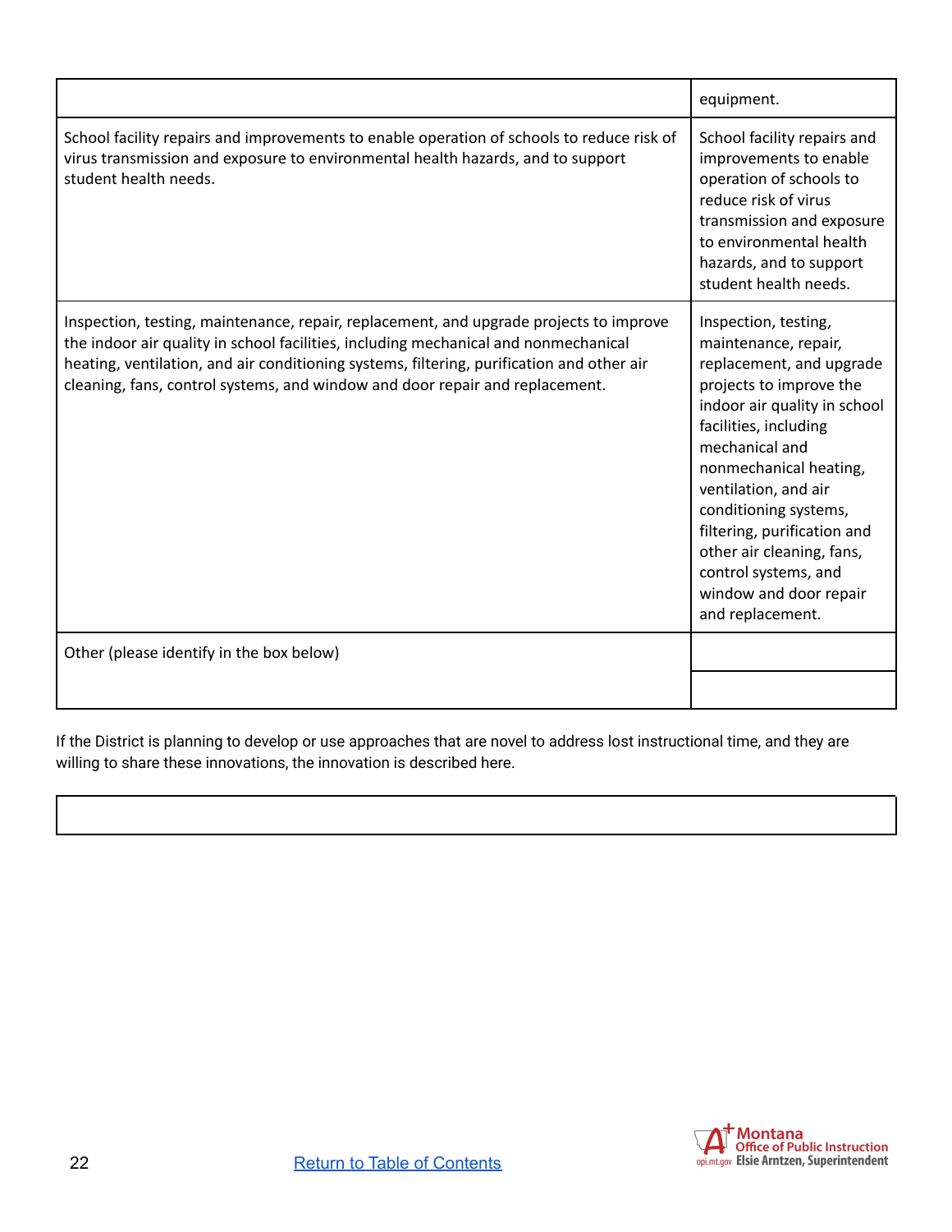| | |
|---|---|
| | equipment. |
| School facility repairs and improvements to enable operation of schools to reduce risk of virus transmission and exposure to environmental health hazards, and to support student health needs. | School facility repairs and improvements to enable operation of schools to reduce risk of virus transmission and exposure to environmental health hazards, and to support student health needs. |
| Inspection, testing, maintenance, repair, replacement, and upgrade projects to improve the indoor air quality in school facilities, including mechanical and nonmechanical heating, ventilation, and air conditioning systems, filtering, purification and other air cleaning, fans, control systems, and window and door repair and replacement. | Inspection, testing, maintenance, repair, replacement, and upgrade projects to improve the indoor air quality in school facilities, including mechanical and nonmechanical heating, ventilation, and air conditioning systems, filtering, purification and other air cleaning, fans, control systems, and window and door repair and replacement. |
| Other (please identify in the box below) | |
| | |

If the District is planning to develop or use approaches that are novel to address lost instructional time, and they are willing to share these innovations, the innovation is described here.

| |
|---|
| |

Return to Table of Contents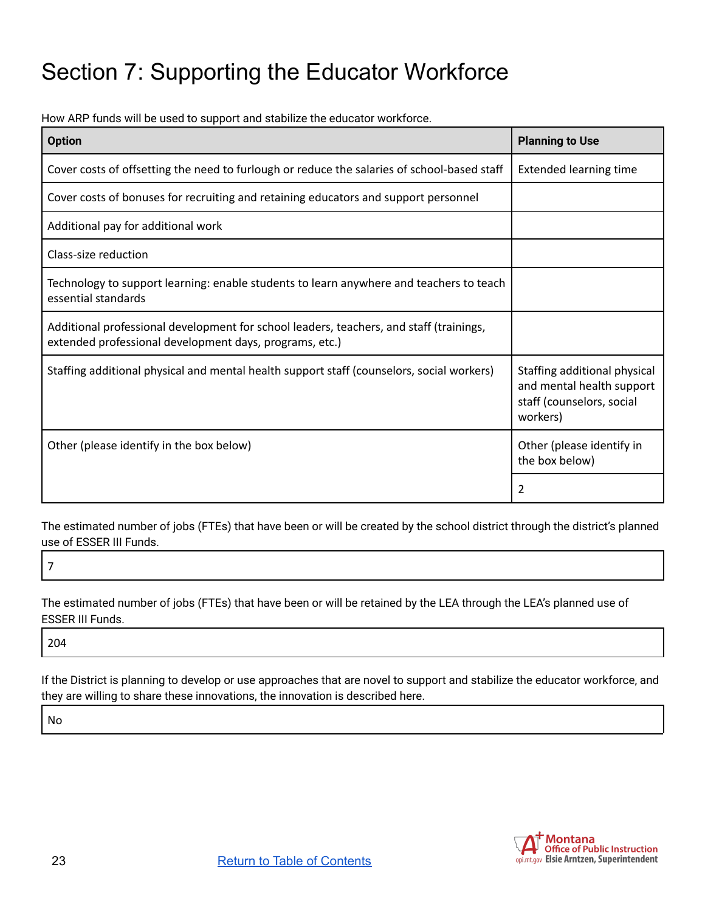# Section 7: Supporting the Educator Workforce

How ARP funds will be used to support and stabilize the educator workforce.

| Option | Planning to Use |
|---|---|
| Cover costs of offsetting the need to furlough or reduce the salaries of school-based staff | Extended learning time |
| Cover costs of bonuses for recruiting and retaining educators and support personnel | |
| Additional pay for additional work | |
| Class-size reduction | |
| Technology to support learning: enable students to learn anywhere and teachers to teach essential standards | |
| Additional professional development for school leaders, teachers, and staff (trainings, extended professional development days, programs, etc.) | |
| Staffing additional physical and mental health support staff (counselors, social workers) | Staffing additional physical and mental health support staff (counselors, social workers) |
| Other (please identify in the box below) | Other (please identify in the box below) |
| | 2 |

The estimated number of jobs (FTEs) that have been or will be created by the school district through the district's planned use of ESSER III Funds.

| 7 |
|---|

The estimated number of jobs (FTEs) that have been or will be retained by the LEA through the LEA's planned use of ESSER III Funds.

| 204 |
|---|

If the District is planning to develop or use approaches that are novel to support and stabilize the educator workforce, and they are willing to share these innovations, the innovation is described here.

| No |
|---|

Return to Table of Contents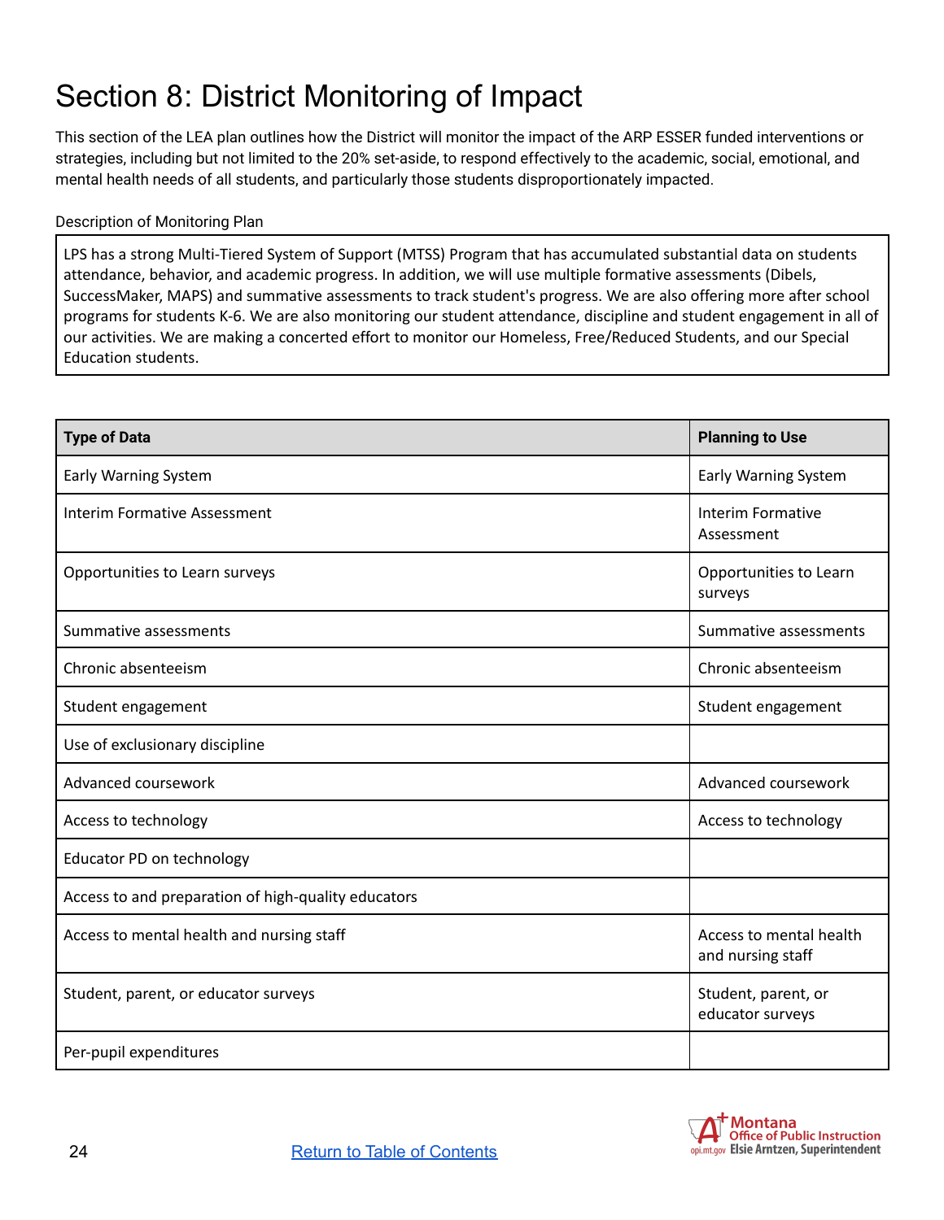# Section 8: District Monitoring of Impact

This section of the LEA plan outlines how the District will monitor the impact of the ARP ESSER funded interventions or strategies, including but not limited to the 20% set-aside, to respond effectively to the academic, social, emotional, and mental health needs of all students, and particularly those students disproportionately impacted.

Description of Monitoring Plan

LPS has a strong Multi-Tiered System of Support (MTSS) Program that has accumulated substantial data on students attendance, behavior, and academic progress. In addition, we will use multiple formative assessments (Dibels, SuccessMaker, MAPS) and summative assessments to track student's progress. We are also offering more after school programs for students K-6. We are also monitoring our student attendance, discipline and student engagement in all of our activities. We are making a concerted effort to monitor our Homeless, Free/Reduced Students, and our Special Education students.

| Type of Data | Planning to Use |
|---|---|
| Early Warning System | Early Warning System |
| Interim Formative Assessment | Interim Formative Assessment |
| Opportunities to Learn surveys | Opportunities to Learn surveys |
| Summative assessments | Summative assessments |
| Chronic absenteeism | Chronic absenteeism |
| Student engagement | Student engagement |
| Use of exclusionary discipline | |
| Advanced coursework | Advanced coursework |
| Access to technology | Access to technology |
| Educator PD on technology | |
| Access to and preparation of high-quality educators | |
| Access to mental health and nursing staff | Access to mental health and nursing staff |
| Student, parent, or educator surveys | Student, parent, or educator surveys |
| Per-pupil expenditures | |

[Return to Table of Contents](#)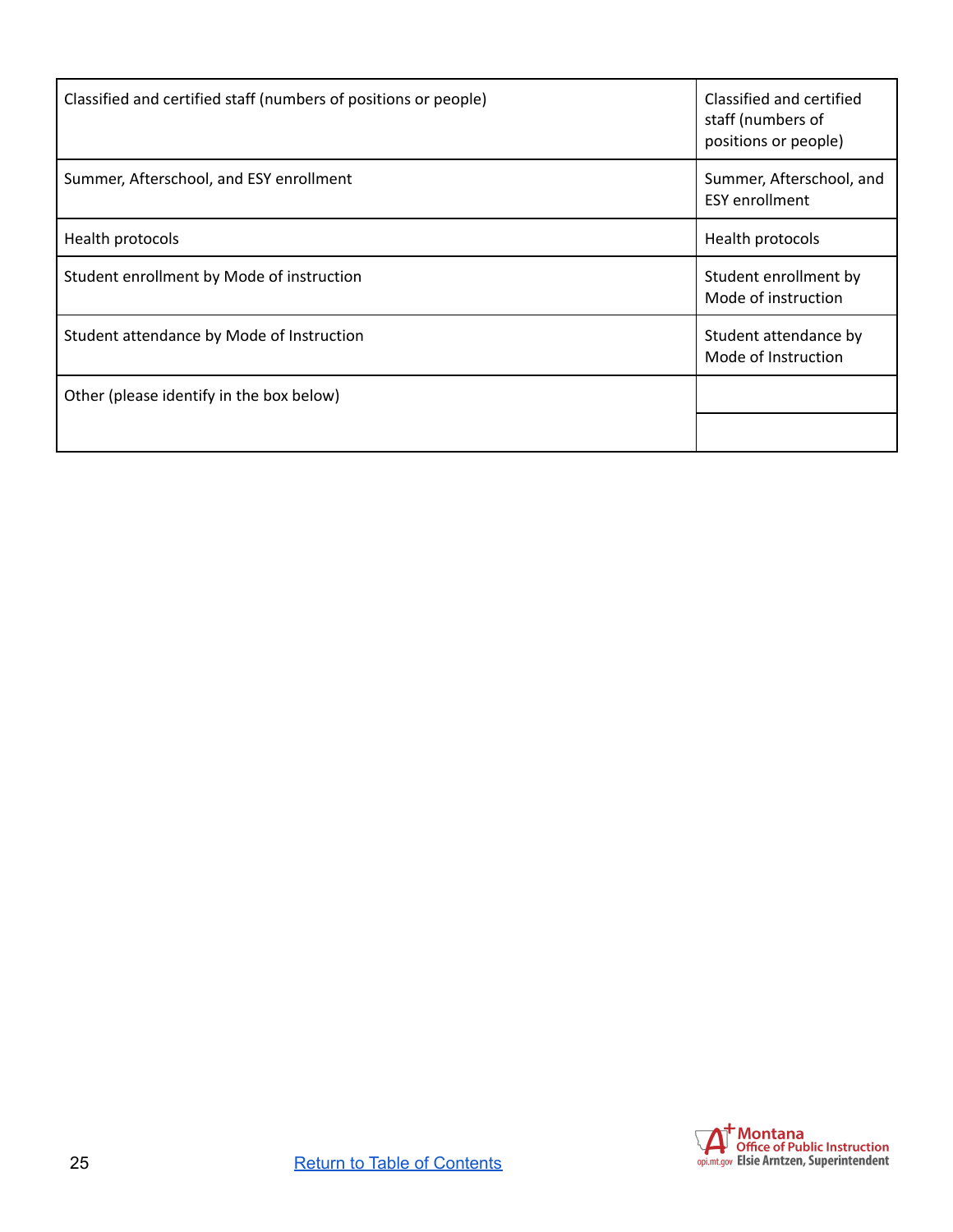| | |
|---|---|
| Classified and certified staff (numbers of positions or people) | Classified and certified staff (numbers of positions or people) |
| Summer, Afterschool, and ESY enrollment | Summer, Afterschool, and ESY enrollment |
| Health protocols | Health protocols |
| Student enrollment by Mode of instruction | Student enrollment by Mode of instruction |
| Student attendance by Mode of Instruction | Student attendance by Mode of Instruction |
| Other (please identify in the box below) | |
| | |

Return to Table of Contents